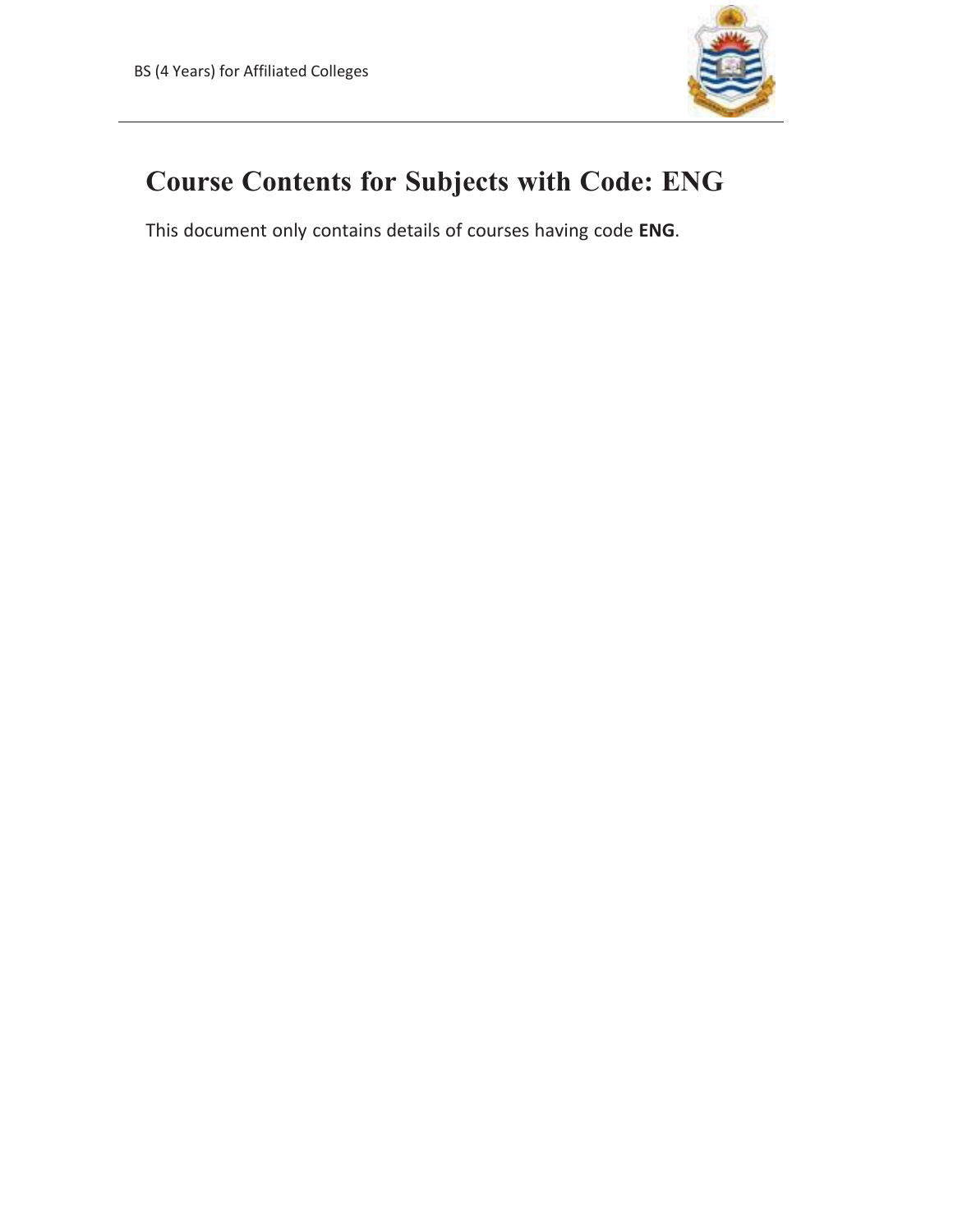# Course Contents for Subjects with Code: ENG

This document only contains details of courses having code **ENG**.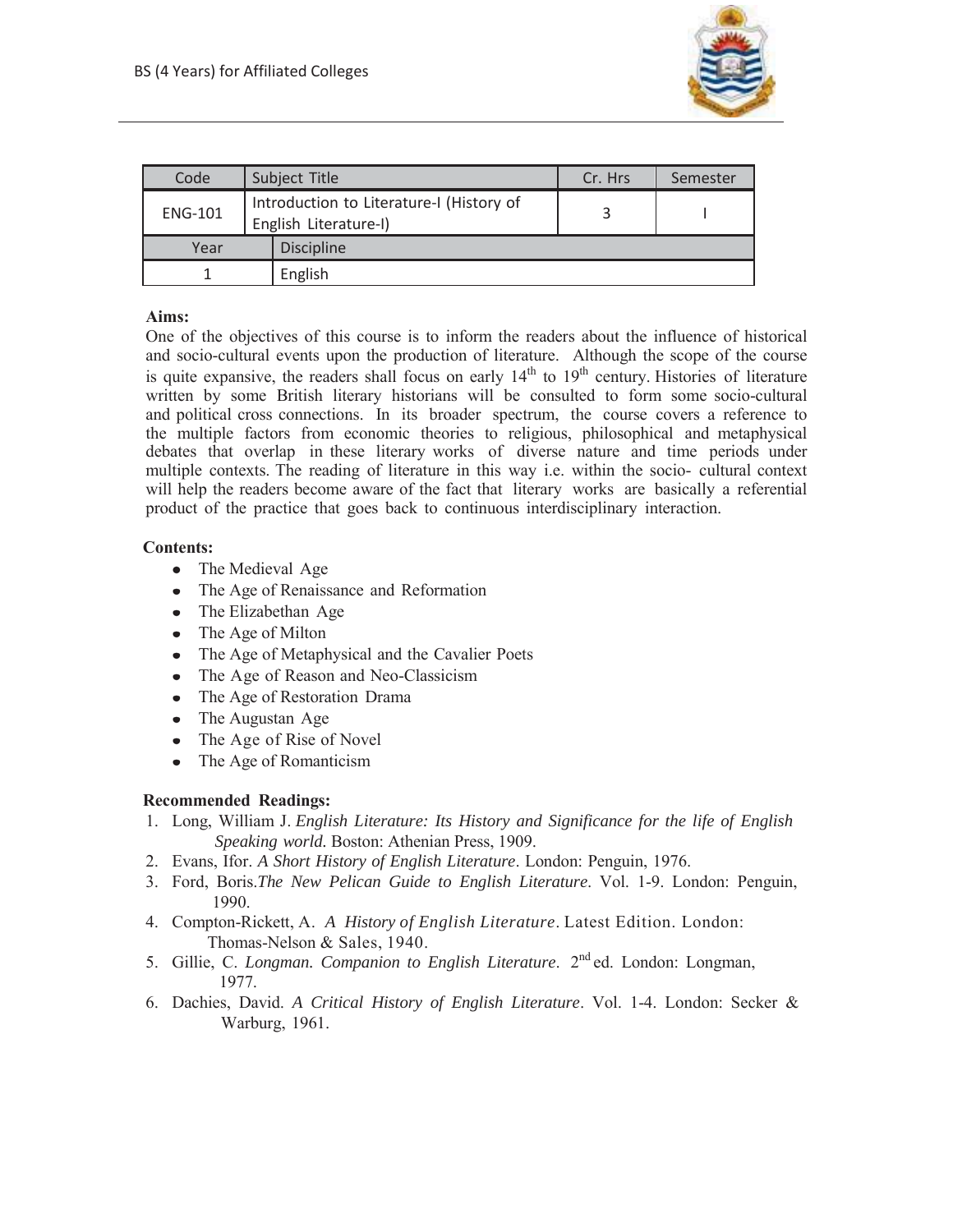| Code | Subject Title | Cr. Hrs | Semester |
| --- | --- | --- | --- |
| ENG-101 | Introduction to Literature-I (History of English Literature-I) | 3 | I |
| **Year** | **Discipline** | | |
| 1 | English | | |

**Aims:**

One of the objectives of this course is to inform the readers about the influence of historical and socio-cultural events upon the production of literature. Although the scope of the course is quite expansive, the readers shall focus on early 14th to 19th century. Histories of literature written by some British literary historians will be consulted to form some socio-cultural and political cross connections. In its broader spectrum, the course covers a reference to the multiple factors from economic theories to religious, philosophical and metaphysical debates that overlap in these literary works of diverse nature and time periods under multiple contexts. The reading of literature in this way i.e. within the socio- cultural context will help the readers become aware of the fact that literary works are basically a referential product of the practice that goes back to continuous interdisciplinary interaction.

**Contents:**

- The Medieval Age
- The Age of Renaissance and Reformation
- The Elizabethan Age
- The Age of Milton
- The Age of Metaphysical and the Cavalier Poets
- The Age of Reason and Neo-Classicism
- The Age of Restoration Drama
- The Augustan Age
- The Age of Rise of Novel
- The Age of Romanticism

**Recommended Readings:**

1. Long, William J. *English Literature: Its History and Significance for the life of English Speaking world.* Boston: Athenian Press, 1909.
2. Evans, Ifor. *A Short History of English Literature*. London: Penguin, 1976.
3. Ford, Boris.*The New Pelican Guide to English Literature*. Vol. 1-9. London: Penguin, 1990.
4. Compton-Rickett, A. *A History of English Literature*. Latest Edition. London: Thomas-Nelson & Sales, 1940.
5. Gillie, C. *Longman. Companion to English Literature*. 2nd ed. London: Longman, 1977.
6. Dachies, David. *A Critical History of English Literature*. Vol. 1-4. London: Secker & Warburg, 1961.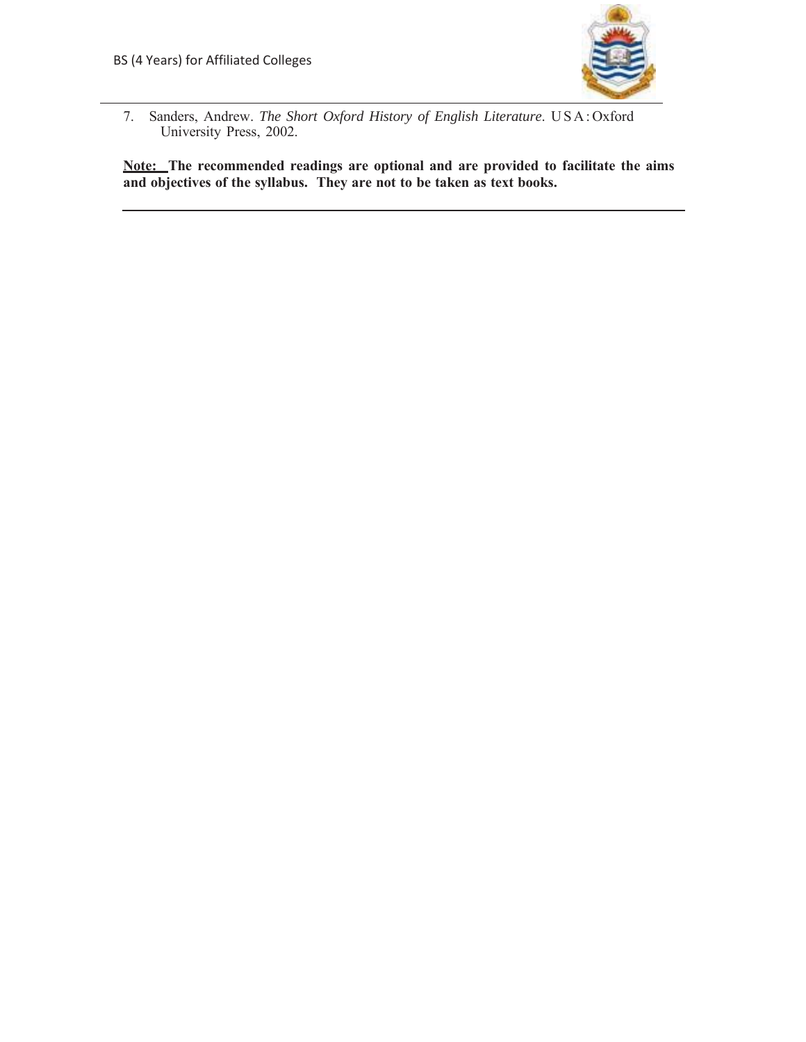7. Sanders, Andrew. *The Short Oxford History of English Literature.* USA: Oxford University Press, 2002.

**<u>Note:</u> The recommended readings are optional and are provided to facilitate the aims and objectives of the syllabus. They are not to be taken as text books.**

---